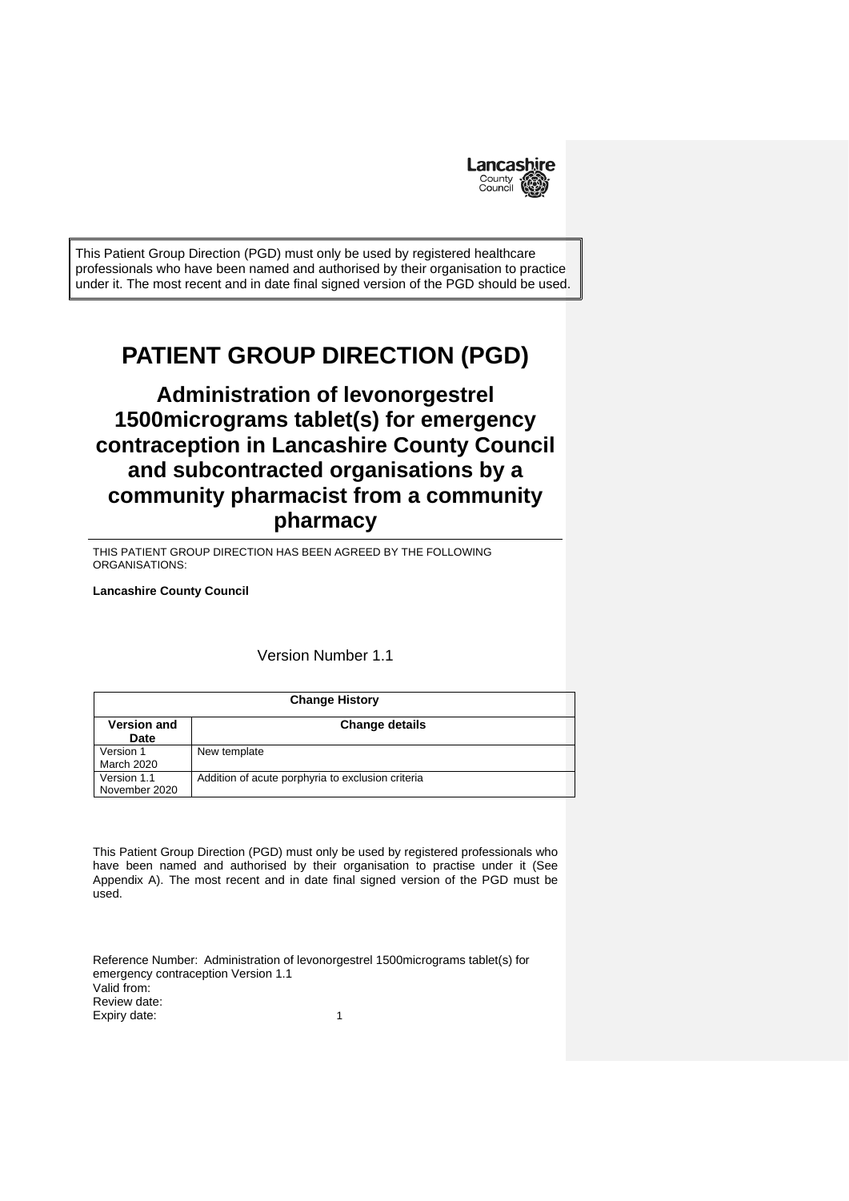This Patient Group Direction (PGD) must only be used by registered healthcare professionals who have been named and authorised by their organisation to practice under it. The most recent and in date final signed version of the PGD should be used.

# PATIENT GROUP DIRECTION (PGD)

## Administration of levonorgestrel 1500micrograms tablet(s) for emergency contraception in Lancashire County Council and subcontracted organisations by a community pharmacist from a community pharmacy

THIS PATIENT GROUP DIRECTION HAS BEEN AGREED BY THE FOLLOWING ORGANISATIONS:

**Lancashire County Council**

Version Number 1.1

| Change History | |
|---|---|
| **Version and Date** | **Change details** |
| Version 1 March 2020 | New template |
| Version 1.1 November 2020 | Addition of acute porphyria to exclusion criteria |

This Patient Group Direction (PGD) must only be used by registered professionals who have been named and authorised by their organisation to practise under it (See Appendix A). The most recent and in date final signed version of the PGD must be used.

Reference Number: Administration of levonorgestrel 1500micrograms tablet(s) for emergency contraception Version 1.1
Valid from:
Review date:
Expiry date: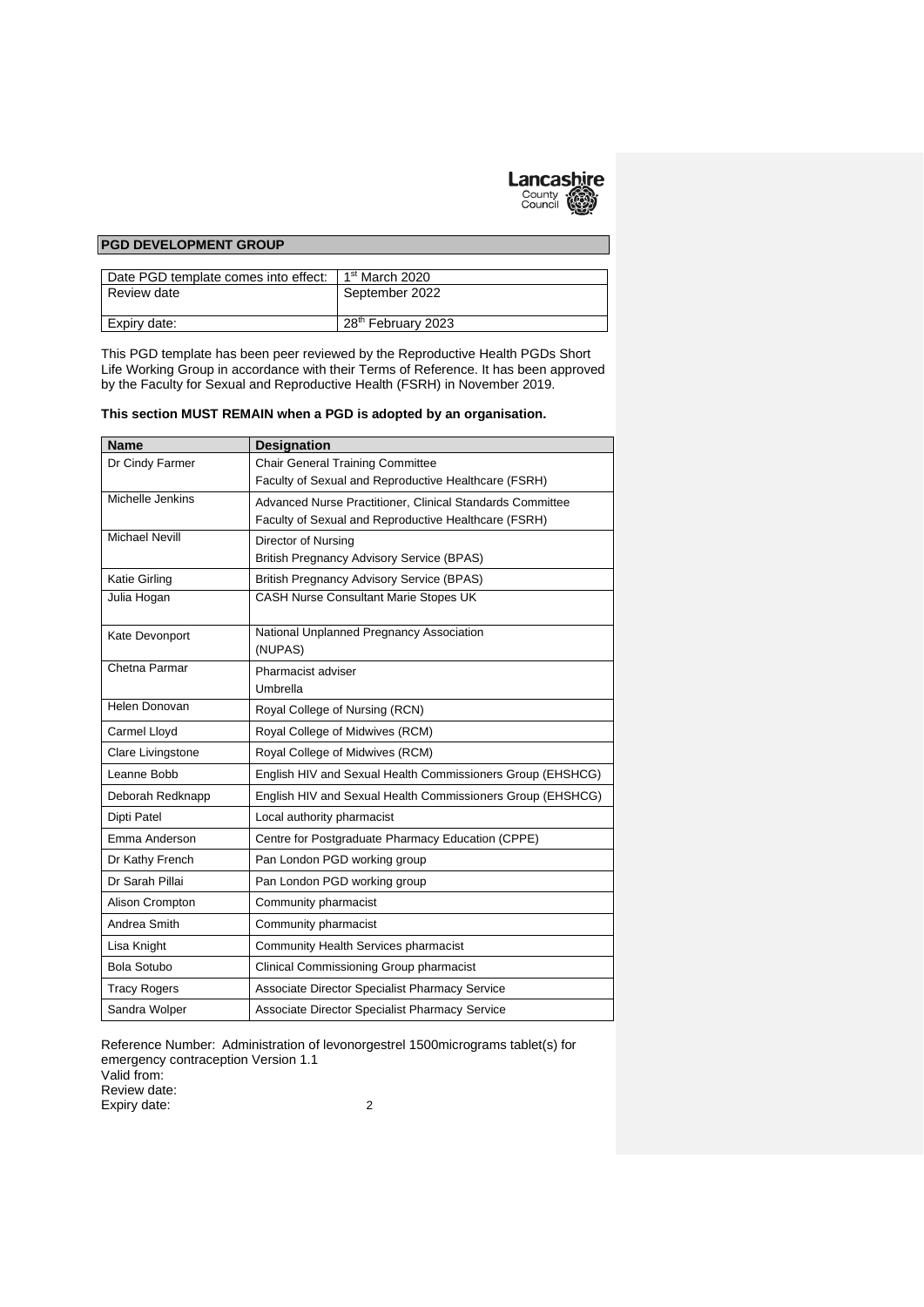## PGD DEVELOPMENT GROUP

| Date PGD template comes into effect: | 1st March 2020 |
|---|---|
| Review date | September 2022 |
| Expiry date: | 28th February 2023 |

This PGD template has been peer reviewed by the Reproductive Health PGDs Short Life Working Group in accordance with their Terms of Reference. It has been approved by the Faculty for Sexual and Reproductive Health (FSRH) in November 2019.

**This section MUST REMAIN when a PGD is adopted by an organisation.**

| Name | Designation |
|---|---|
| Dr Cindy Farmer | Chair General Training Committee<br>Faculty of Sexual and Reproductive Healthcare (FSRH) |
| Michelle Jenkins | Advanced Nurse Practitioner, Clinical Standards Committee<br>Faculty of Sexual and Reproductive Healthcare (FSRH) |
| Michael Nevill | Director of Nursing<br>British Pregnancy Advisory Service (BPAS) |
| Katie Girling | British Pregnancy Advisory Service (BPAS) |
| Julia Hogan | CASH Nurse Consultant Marie Stopes UK |
| Kate Devonport | National Unplanned Pregnancy Association<br>(NUPAS) |
| Chetna Parmar | Pharmacist adviser<br>Umbrella |
| Helen Donovan | Royal College of Nursing (RCN) |
| Carmel Lloyd | Royal College of Midwives (RCM) |
| Clare Livingstone | Royal College of Midwives (RCM) |
| Leanne Bobb | English HIV and Sexual Health Commissioners Group (EHSHCG) |
| Deborah Redknapp | English HIV and Sexual Health Commissioners Group (EHSHCG) |
| Dipti Patel | Local authority pharmacist |
| Emma Anderson | Centre for Postgraduate Pharmacy Education (CPPE) |
| Dr Kathy French | Pan London PGD working group |
| Dr Sarah Pillai | Pan London PGD working group |
| Alison Crompton | Community pharmacist |
| Andrea Smith | Community pharmacist |
| Lisa Knight | Community Health Services pharmacist |
| Bola Sotubo | Clinical Commissioning Group pharmacist |
| Tracy Rogers | Associate Director Specialist Pharmacy Service |
| Sandra Wolper | Associate Director Specialist Pharmacy Service |

Reference Number: Administration of levonorgestrel 1500micrograms tablet(s) for emergency contraception Version 1.1
Valid from:
Review date:
Expiry date: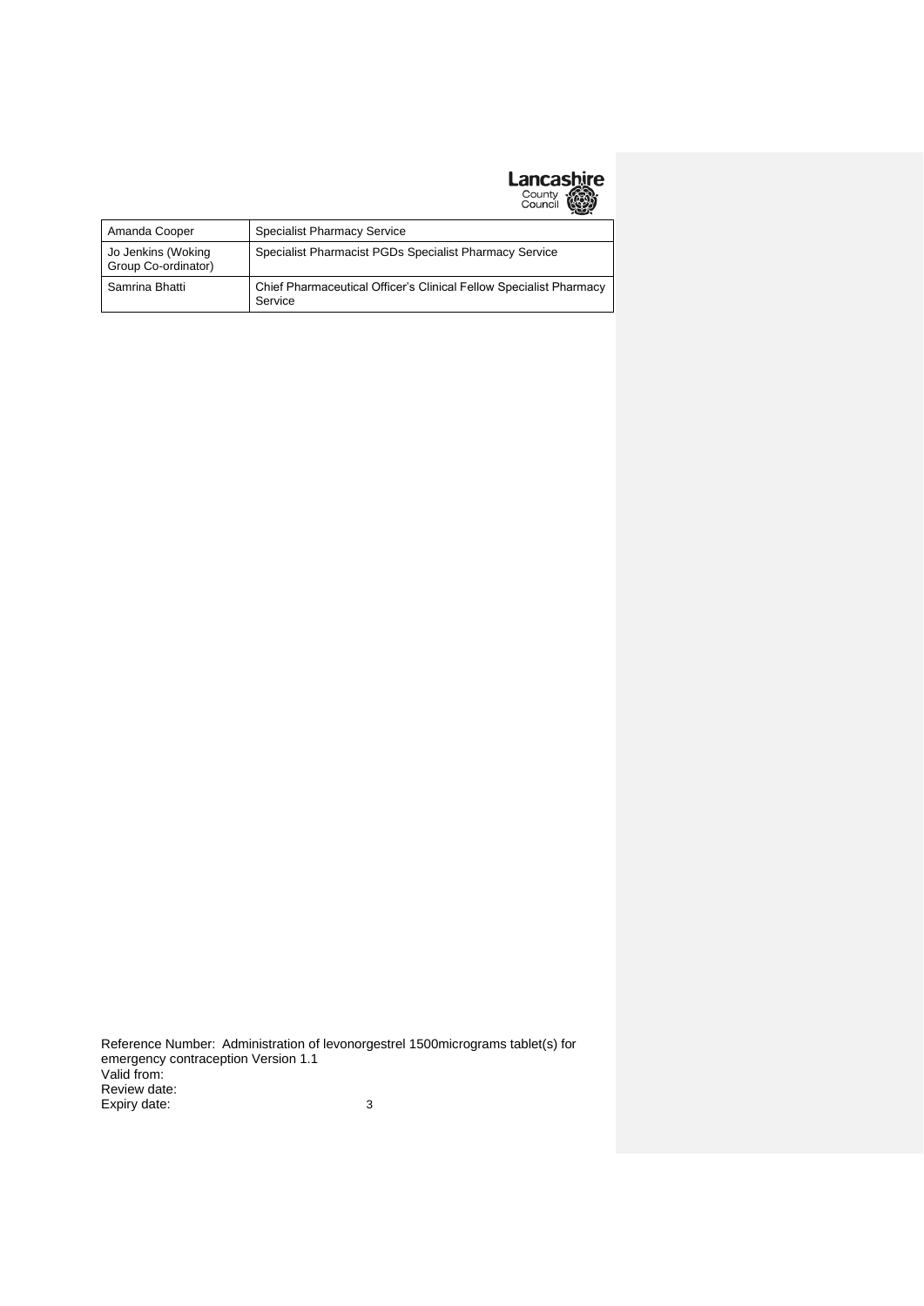| Amanda Cooper | Specialist Pharmacy Service |
|---|---|
| Jo Jenkins (Woking Group Co-ordinator) | Specialist Pharmacist PGDs Specialist Pharmacy Service |
| Samrina Bhatti | Chief Pharmaceutical Officer's Clinical Fellow Specialist Pharmacy Service |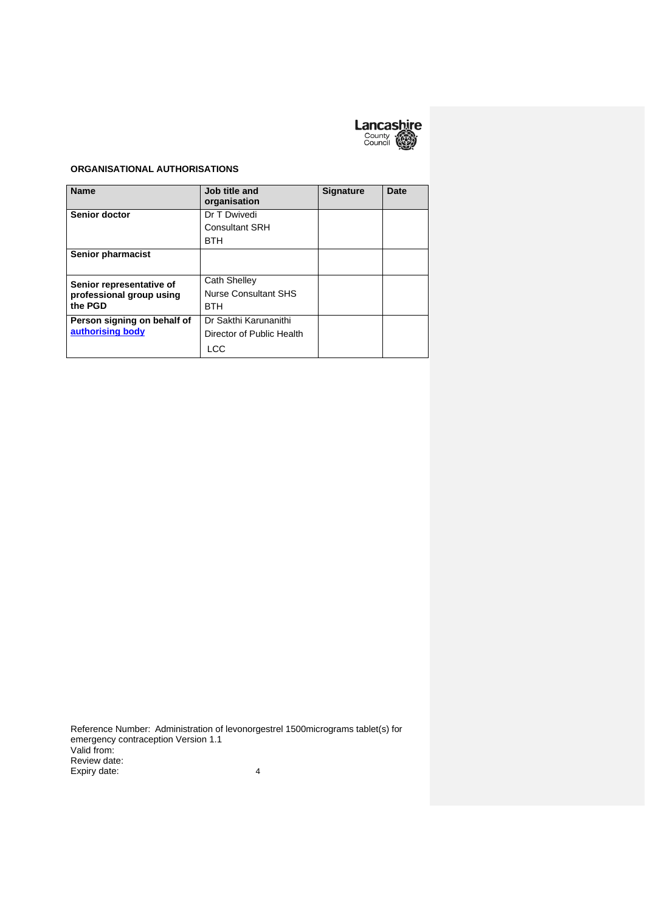## ORGANISATIONAL AUTHORISATIONS

| Name | Job title and organisation | Signature | Date |
|---|---|---|---|
| **Senior doctor** | Dr T Dwivedi<br>Consultant SRH<br>BTH | | |
| **Senior pharmacist** | | | |
| **Senior representative of professional group using the PGD** | Cath Shelley<br>Nurse Consultant SHS<br>BTH | | |
| **Person signing on behalf of authorising body** | Dr Sakthi Karunanithi<br>Director of Public Health<br>LCC | | |

Reference Number: Administration of levonorgestrel 1500micrograms tablet(s) for emergency contraception Version 1.1
Valid from:
Review date:
Expiry date: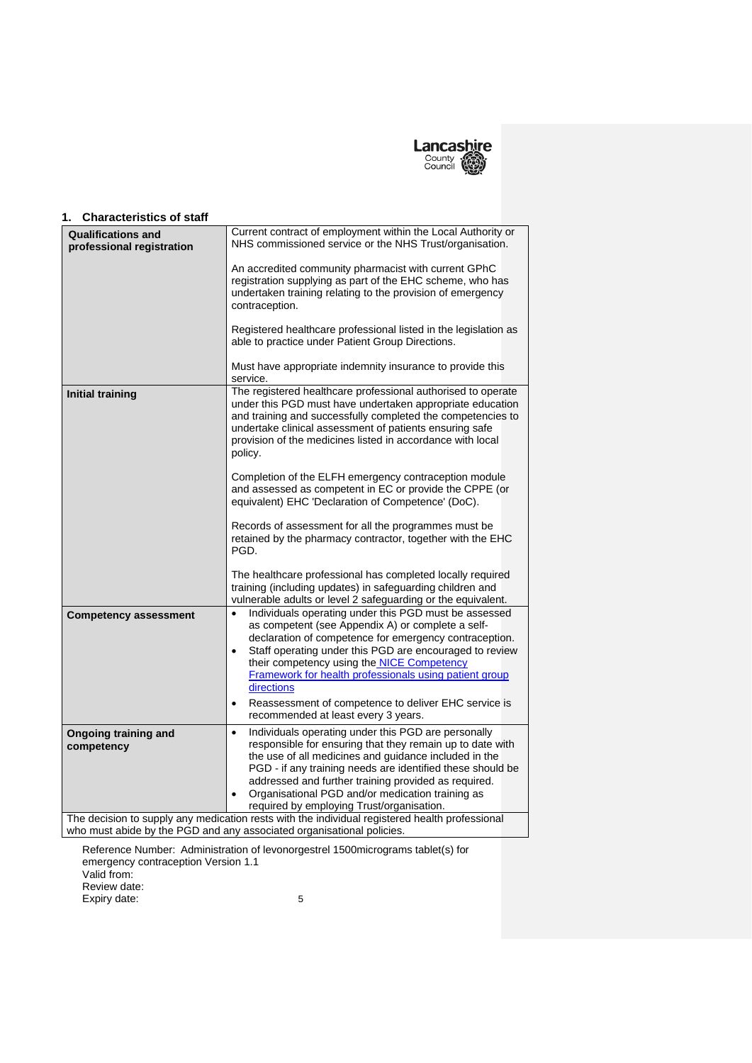## 1. Characteristics of staff

| | |
|---|---|
| **Qualifications and professional registration** | Current contract of employment within the Local Authority or NHS commissioned service or the NHS Trust/organisation.<br><br>An accredited community pharmacist with current GPhC registration supplying as part of the EHC scheme, who has undertaken training relating to the provision of emergency contraception.<br><br>Registered healthcare professional listed in the legislation as able to practice under Patient Group Directions.<br><br>Must have appropriate indemnity insurance to provide this service. |
| **Initial training** | The registered healthcare professional authorised to operate under this PGD must have undertaken appropriate education and training and successfully completed the competencies to undertake clinical assessment of patients ensuring safe provision of the medicines listed in accordance with local policy.<br><br>Completion of the ELFH emergency contraception module and assessed as competent in EC or provide the CPPE (or equivalent) EHC 'Declaration of Competence' (DoC).<br><br>Records of assessment for all the programmes must be retained by the pharmacy contractor, together with the EHC PGD.<br><br>The healthcare professional has completed locally required training (including updates) in safeguarding children and vulnerable adults or level 2 safeguarding or the equivalent. |
| **Competency assessment** | • Individuals operating under this PGD must be assessed as competent (see Appendix A) or complete a self-declaration of competence for emergency contraception.<br>• Staff operating under this PGD are encouraged to review their competency using the [NICE Competency Framework for health professionals using patient group directions](#)<br>• Reassessment of competence to deliver EHC service is recommended at least every 3 years. |
| **Ongoing training and competency** | • Individuals operating under this PGD are personally responsible for ensuring that they remain up to date with the use of all medicines and guidance included in the PGD - if any training needs are identified these should be addressed and further training provided as required.<br>• Organisational PGD and/or medication training as required by employing Trust/organisation. |
| The decision to supply any medication rests with the individual registered health professional who must abide by the PGD and any associated organisational policies. | |

Reference Number: Administration of levonorgestrel 1500micrograms tablet(s) for emergency contraception Version 1.1
Valid from:
Review date:
Expiry date: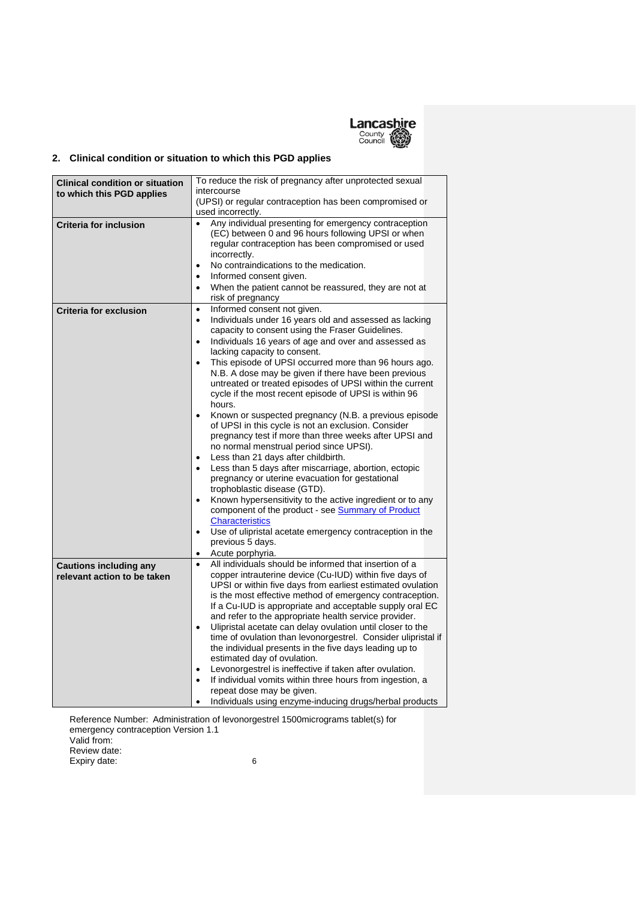## 2. Clinical condition or situation to which this PGD applies

| | |
|---|---|
| **Clinical condition or situation to which this PGD applies** | To reduce the risk of pregnancy after unprotected sexual intercourse (UPSI) or regular contraception has been compromised or used incorrectly. |
| **Criteria for inclusion** | • Any individual presenting for emergency contraception (EC) between 0 and 96 hours following UPSI or when regular contraception has been compromised or used incorrectly.<br>• No contraindications to the medication.<br>• Informed consent given.<br>• When the patient cannot be reassured, they are not at risk of pregnancy |
| **Criteria for exclusion** | • Informed consent not given.<br>• Individuals under 16 years old and assessed as lacking capacity to consent using the Fraser Guidelines.<br>• Individuals 16 years of age and over and assessed as lacking capacity to consent.<br>• This episode of UPSI occurred more than 96 hours ago. N.B. A dose may be given if there have been previous untreated or treated episodes of UPSI within the current cycle if the most recent episode of UPSI is within 96 hours.<br>• Known or suspected pregnancy (N.B. a previous episode of UPSI in this cycle is not an exclusion. Consider pregnancy test if more than three weeks after UPSI and no normal menstrual period since UPSI).<br>• Less than 21 days after childbirth.<br>• Less than 5 days after miscarriage, abortion, ectopic pregnancy or uterine evacuation for gestational trophoblastic disease (GTD).<br>• Known hypersensitivity to the active ingredient or to any component of the product - see Summary of Product Characteristics<br>• Use of ulipristal acetate emergency contraception in the previous 5 days.<br>• Acute porphyria. |
| **Cautions including any relevant action to be taken** | • All individuals should be informed that insertion of a copper intrauterine device (Cu-IUD) within five days of UPSI or within five days from earliest estimated ovulation is the most effective method of emergency contraception. If a Cu-IUD is appropriate and acceptable supply oral EC and refer to the appropriate health service provider.<br>• Ulipristal acetate can delay ovulation until closer to the time of ovulation than levonorgestrel. Consider ulipristal if the individual presents in the five days leading up to estimated day of ovulation.<br>• Levonorgestrel is ineffective if taken after ovulation.<br>• If individual vomits within three hours from ingestion, a repeat dose may be given.<br>• Individuals using enzyme-inducing drugs/herbal products |

Reference Number: Administration of levonorgestrel 1500micrograms tablet(s) for emergency contraception Version 1.1
Valid from:
Review date:
Expiry date: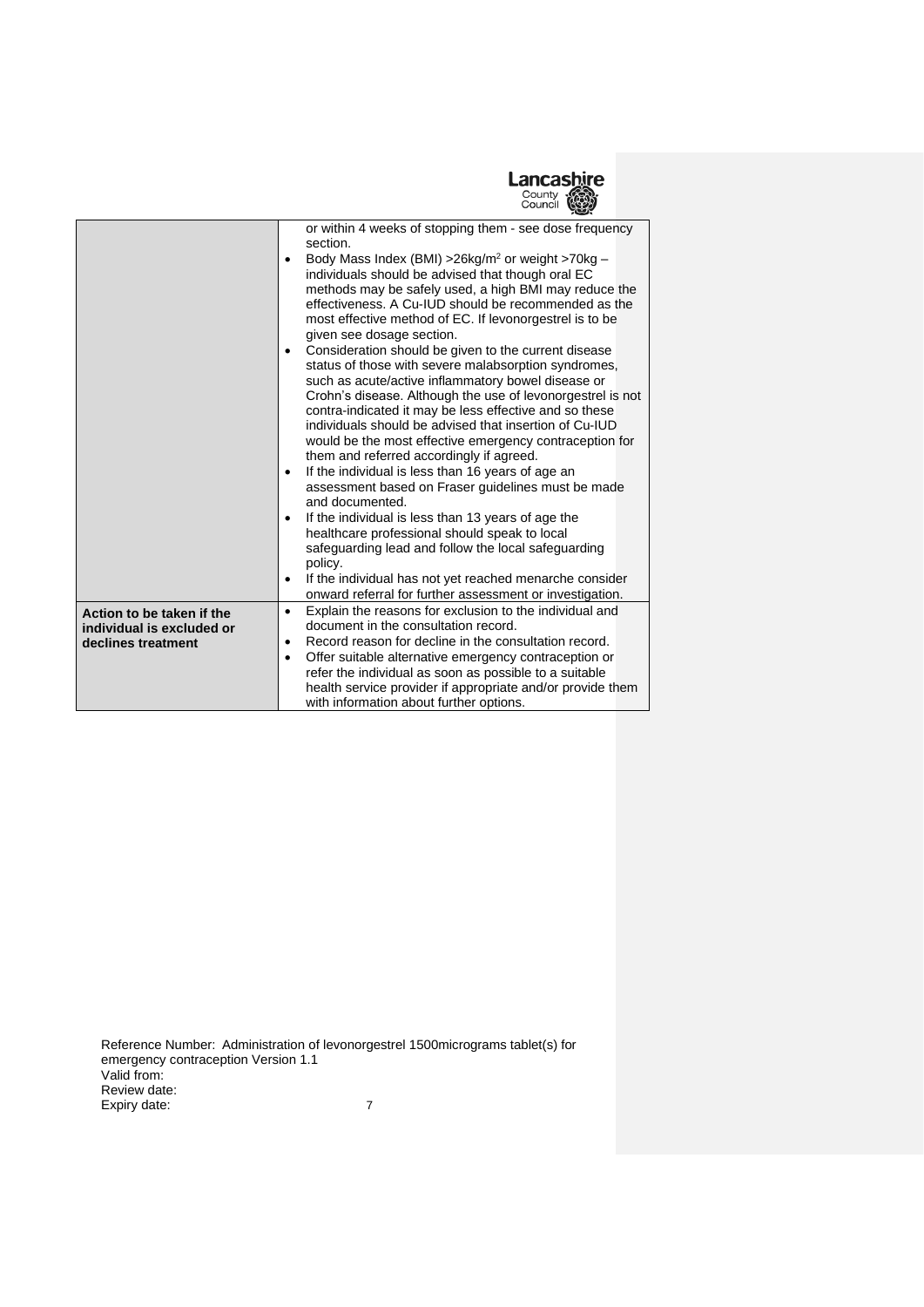| | |
|---|---|
| | or within 4 weeks of stopping them - see dose frequency section.<br>• Body Mass Index (BMI) >26kg/m$^2$ or weight >70kg – individuals should be advised that though oral EC methods may be safely used, a high BMI may reduce the effectiveness. A Cu-IUD should be recommended as the most effective method of EC. If levonorgestrel is to be given see dosage section.<br>• Consideration should be given to the current disease status of those with severe malabsorption syndromes, such as acute/active inflammatory bowel disease or Crohn's disease. Although the use of levonorgestrel is not contra-indicated it may be less effective and so these individuals should be advised that insertion of Cu-IUD would be the most effective emergency contraception for them and referred accordingly if agreed.<br>• If the individual is less than 16 years of age an assessment based on Fraser guidelines must be made and documented.<br>• If the individual is less than 13 years of age the healthcare professional should speak to local safeguarding lead and follow the local safeguarding policy.<br>• If the individual has not yet reached menarche consider onward referral for further assessment or investigation. |
| **Action to be taken if the individual is excluded or declines treatment** | • Explain the reasons for exclusion to the individual and document in the consultation record.<br>• Record reason for decline in the consultation record.<br>• Offer suitable alternative emergency contraception or refer the individual as soon as possible to a suitable health service provider if appropriate and/or provide them with information about further options. |

Reference Number: Administration of levonorgestrel 1500micrograms tablet(s) for emergency contraception Version 1.1
Valid from:
Review date:
Expiry date: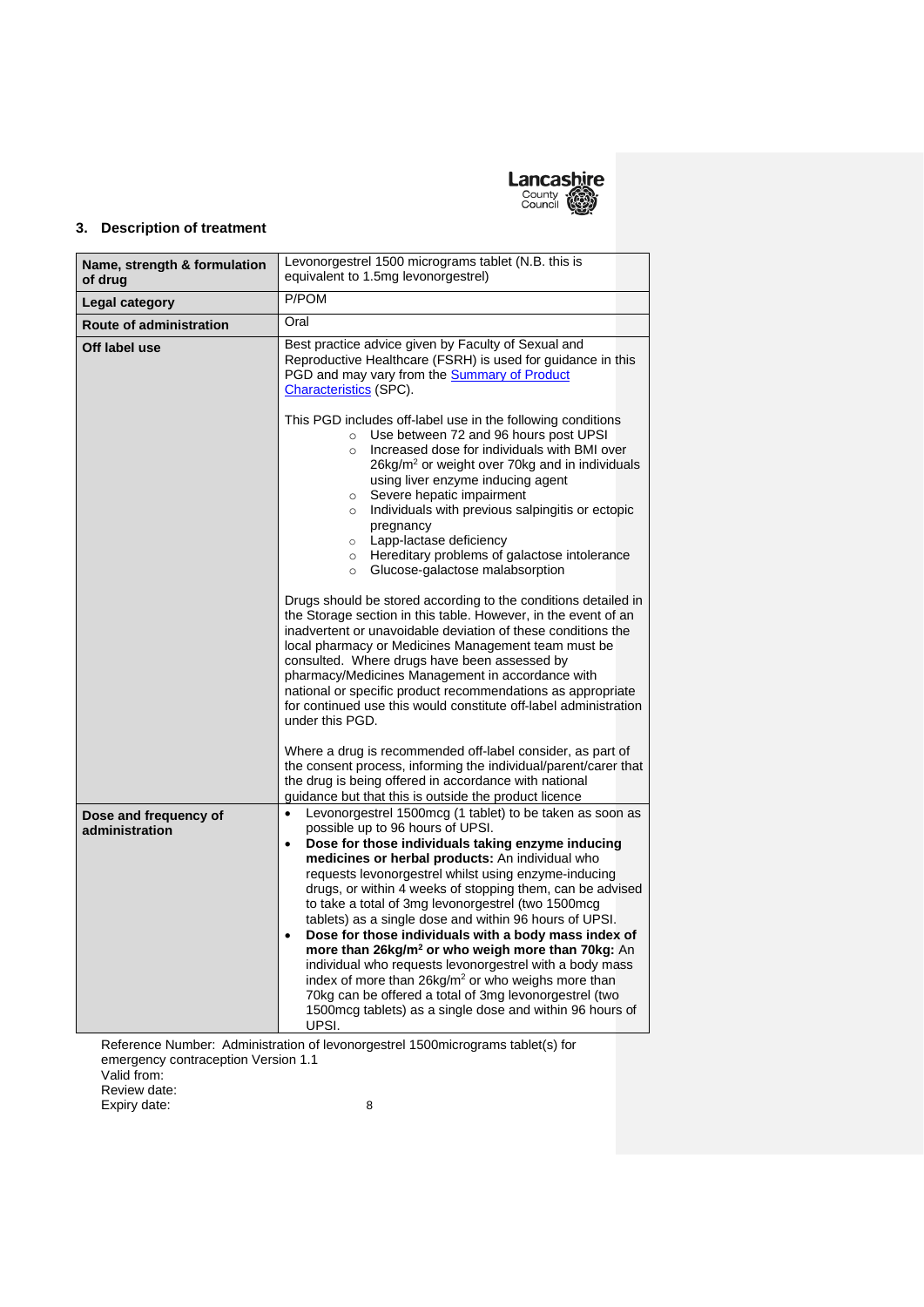## 3. Description of treatment

| | |
|---|---|
| **Name, strength & formulation of drug** | Levonorgestrel 1500 micrograms tablet (N.B. this is equivalent to 1.5mg levonorgestrel) |
| **Legal category** | P/POM |
| **Route of administration** | Oral |
| **Off label use** | Best practice advice given by Faculty of Sexual and Reproductive Healthcare (FSRH) is used for guidance in this PGD and may vary from the Summary of Product Characteristics (SPC).<br><br>This PGD includes off-label use in the following conditions<br>◦ Use between 72 and 96 hours post UPSI<br>◦ Increased dose for individuals with BMI over 26kg/m$^2$ or weight over 70kg and in individuals using liver enzyme inducing agent<br>◦ Severe hepatic impairment<br>◦ Individuals with previous salpingitis or ectopic pregnancy<br>◦ Lapp-lactase deficiency<br>◦ Hereditary problems of galactose intolerance<br>◦ Glucose-galactose malabsorption<br><br>Drugs should be stored according to the conditions detailed in the Storage section in this table. However, in the event of an inadvertent or unavoidable deviation of these conditions the local pharmacy or Medicines Management team must be consulted. Where drugs have been assessed by pharmacy/Medicines Management in accordance with national or specific product recommendations as appropriate for continued use this would constitute off-label administration under this PGD.<br><br>Where a drug is recommended off-label consider, as part of the consent process, informing the individual/parent/carer that the drug is being offered in accordance with national guidance but that this is outside the product licence |
| **Dose and frequency of administration** | • Levonorgestrel 1500mcg (1 tablet) to be taken as soon as possible up to 96 hours of UPSI.<br>• **Dose for those individuals taking enzyme inducing medicines or herbal products:** An individual who requests levonorgestrel whilst using enzyme-inducing drugs, or within 4 weeks of stopping them, can be advised to take a total of 3mg levonorgestrel (two 1500mcg tablets) as a single dose and within 96 hours of UPSI.<br>• **Dose for those individuals with a body mass index of more than 26kg/m$^2$ or who weigh more than 70kg:** An individual who requests levonorgestrel with a body mass index of more than 26kg/m$^2$ or who weighs more than 70kg can be offered a total of 3mg levonorgestrel (two 1500mcg tablets) as a single dose and within 96 hours of UPSI. |

Reference Number: Administration of levonorgestrel 1500micrograms tablet(s) for emergency contraception Version 1.1
Valid from:
Review date:
Expiry date: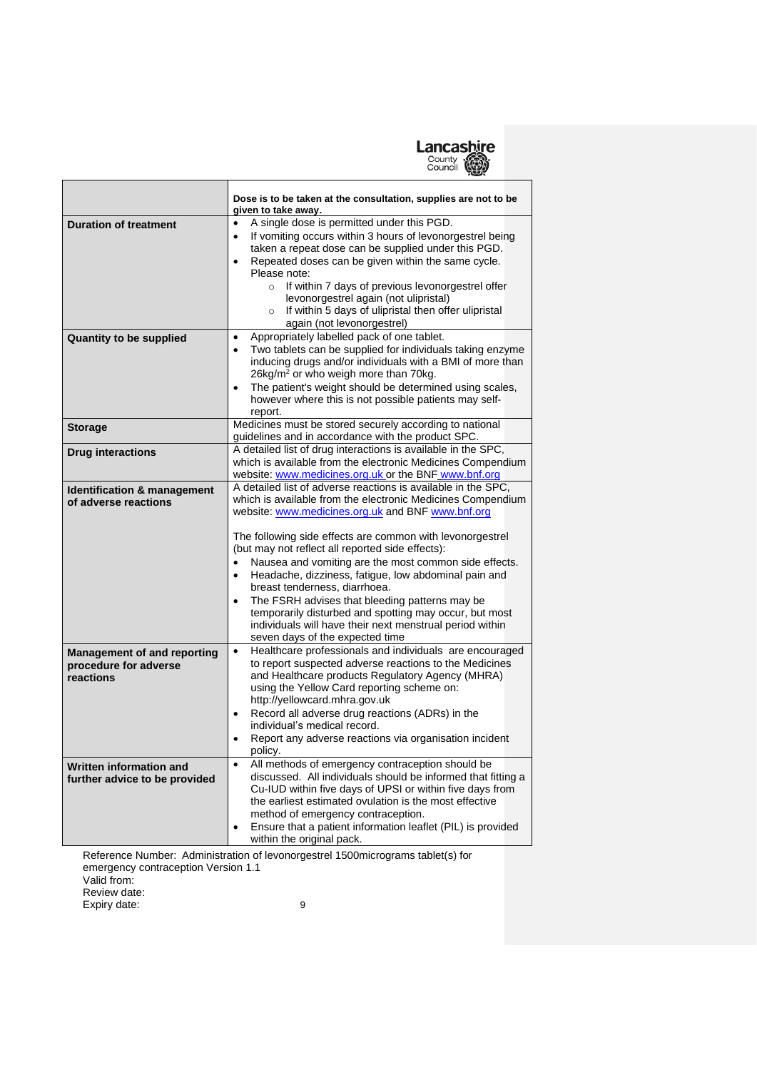| | **Dose is to be taken at the consultation, supplies are not to be given to take away.** |
|---|---|
| **Duration of treatment** | • A single dose is permitted under this PGD.<br>• If vomiting occurs within 3 hours of levonorgestrel being taken a repeat dose can be supplied under this PGD.<br>• Repeated doses can be given within the same cycle. Please note:<br>  ○ If within 7 days of previous levonorgestrel offer levonorgestrel again (not ulipristal)<br>  ○ If within 5 days of ulipristal then offer ulipristal again (not levonorgestrel) |
| **Quantity to be supplied** | • Appropriately labelled pack of one tablet.<br>• Two tablets can be supplied for individuals taking enzyme inducing drugs and/or individuals with a BMI of more than 26kg/m$^2$ or who weigh more than 70kg.<br>• The patient's weight should be determined using scales, however where this is not possible patients may self-report. |
| **Storage** | Medicines must be stored securely according to national guidelines and in accordance with the product SPC. |
| **Drug interactions** | A detailed list of drug interactions is available in the SPC, which is available from the electronic Medicines Compendium website: www.medicines.org.uk or the BNF www.bnf.org |
| **Identification & management of adverse reactions** | A detailed list of adverse reactions is available in the SPC, which is available from the electronic Medicines Compendium website: www.medicines.org.uk and BNF www.bnf.org<br><br>The following side effects are common with levonorgestrel (but may not reflect all reported side effects):<br>• Nausea and vomiting are the most common side effects.<br>• Headache, dizziness, fatigue, low abdominal pain and breast tenderness, diarrhoea.<br>• The FSRH advises that bleeding patterns may be temporarily disturbed and spotting may occur, but most individuals will have their next menstrual period within seven days of the expected time |
| **Management of and reporting procedure for adverse reactions** | • Healthcare professionals and individuals are encouraged to report suspected adverse reactions to the Medicines and Healthcare products Regulatory Agency (MHRA) using the Yellow Card reporting scheme on: http://yellowcard.mhra.gov.uk<br>• Record all adverse drug reactions (ADRs) in the individual's medical record.<br>• Report any adverse reactions via organisation incident policy. |
| **Written information and further advice to be provided** | • All methods of emergency contraception should be discussed. All individuals should be informed that fitting a Cu-IUD within five days of UPSI or within five days from the earliest estimated ovulation is the most effective method of emergency contraception.<br>• Ensure that a patient information leaflet (PIL) is provided within the original pack. |

Reference Number: Administration of levonorgestrel 1500micrograms tablet(s) for emergency contraception Version 1.1
Valid from:
Review date:
Expiry date: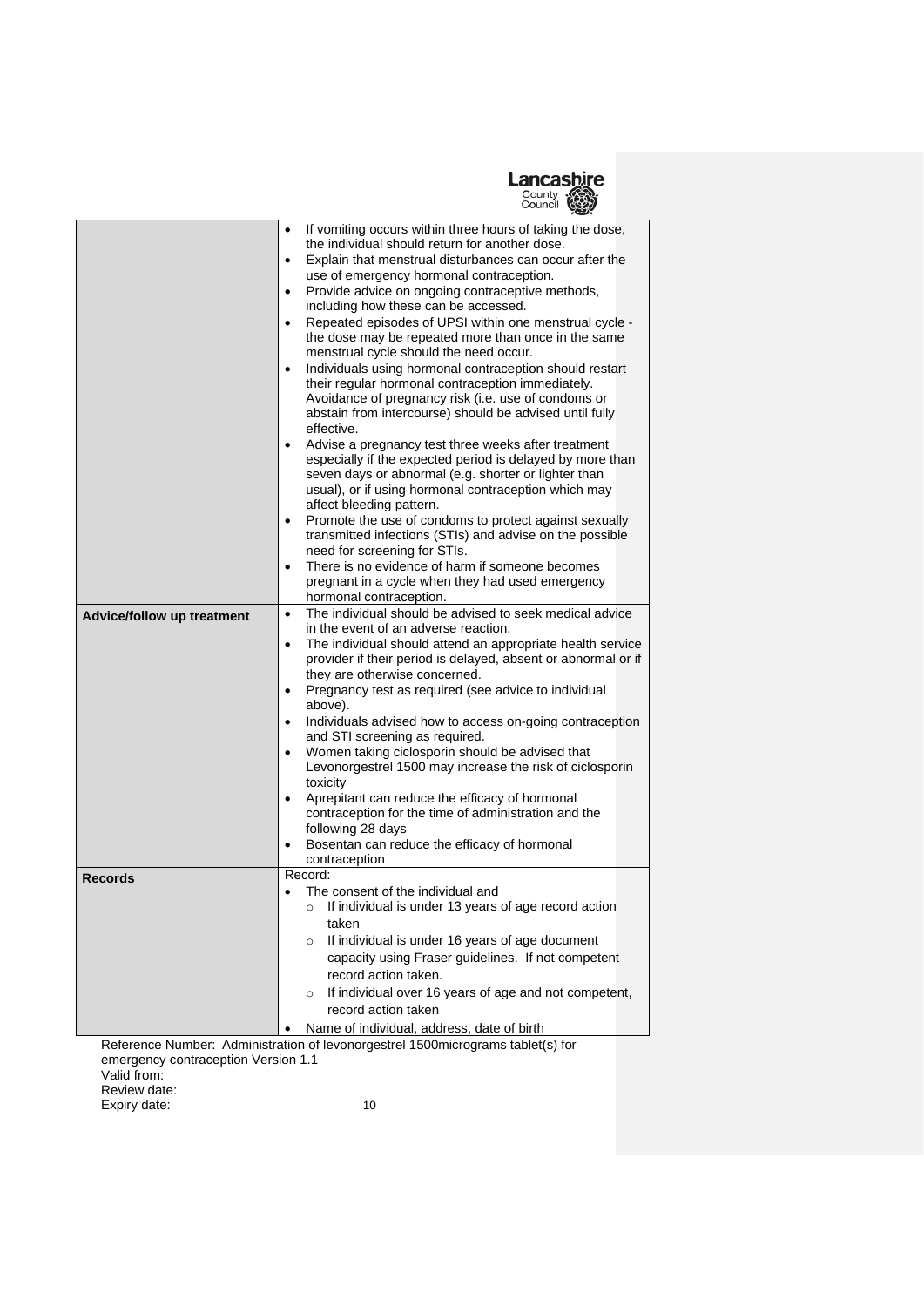| | |
|---|---|
| | • If vomiting occurs within three hours of taking the dose, the individual should return for another dose.<br>• Explain that menstrual disturbances can occur after the use of emergency hormonal contraception.<br>• Provide advice on ongoing contraceptive methods, including how these can be accessed.<br>• Repeated episodes of UPSI within one menstrual cycle - the dose may be repeated more than once in the same menstrual cycle should the need occur.<br>• Individuals using hormonal contraception should restart their regular hormonal contraception immediately. Avoidance of pregnancy risk (i.e. use of condoms or abstain from intercourse) should be advised until fully effective.<br>• Advise a pregnancy test three weeks after treatment especially if the expected period is delayed by more than seven days or abnormal (e.g. shorter or lighter than usual), or if using hormonal contraception which may affect bleeding pattern.<br>• Promote the use of condoms to protect against sexually transmitted infections (STIs) and advise on the possible need for screening for STIs.<br>• There is no evidence of harm if someone becomes pregnant in a cycle when they had used emergency hormonal contraception. |
| **Advice/follow up treatment** | • The individual should be advised to seek medical advice in the event of an adverse reaction.<br>• The individual should attend an appropriate health service provider if their period is delayed, absent or abnormal or if they are otherwise concerned.<br>• Pregnancy test as required (see advice to individual above).<br>• Individuals advised how to access on-going contraception and STI screening as required.<br>• Women taking ciclosporin should be advised that Levonorgestrel 1500 may increase the risk of ciclosporin toxicity<br>• Aprepitant can reduce the efficacy of hormonal contraception for the time of administration and the following 28 days<br>• Bosentan can reduce the efficacy of hormonal contraception |
| **Records** | Record:<br>• The consent of the individual and<br>&nbsp;&nbsp;&nbsp;&nbsp;○ If individual is under 13 years of age record action taken<br>&nbsp;&nbsp;&nbsp;&nbsp;○ If individual is under 16 years of age document capacity using Fraser guidelines. If not competent record action taken.<br>&nbsp;&nbsp;&nbsp;&nbsp;○ If individual over 16 years of age and not competent, record action taken<br>• Name of individual, address, date of birth |

Reference Number: Administration of levonorgestrel 1500micrograms tablet(s) for emergency contraception Version 1.1
Valid from:
Review date:
Expiry date: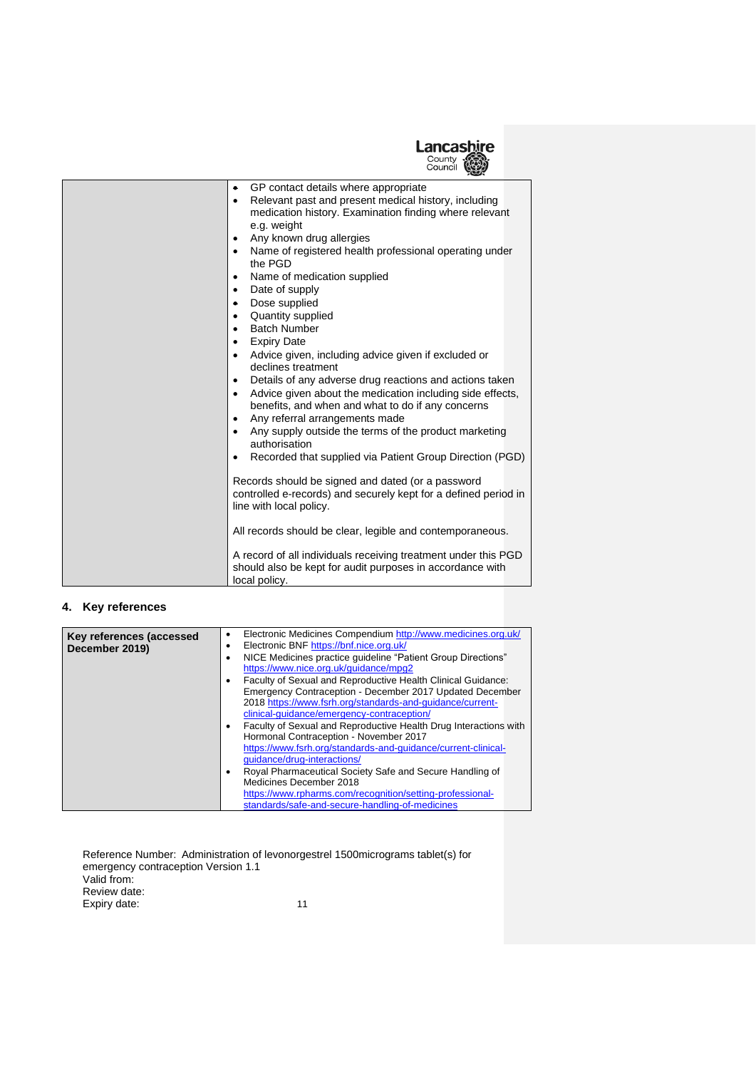| | • GP contact details where appropriate<br>• Relevant past and present medical history, including medication history. Examination finding where relevant e.g. weight<br>• Any known drug allergies<br>• Name of registered health professional operating under the PGD<br>• Name of medication supplied<br>• Date of supply<br>• Dose supplied<br>• Quantity supplied<br>• Batch Number<br>• Expiry Date<br>• Advice given, including advice given if excluded or declines treatment<br>• Details of any adverse drug reactions and actions taken<br>• Advice given about the medication including side effects, benefits, and when and what to do if any concerns<br>• Any referral arrangements made<br>• Any supply outside the terms of the product marketing authorisation<br>• Recorded that supplied via Patient Group Direction (PGD)<br><br>Records should be signed and dated (or a password controlled e-records) and securely kept for a defined period in line with local policy.<br><br>All records should be clear, legible and contemporaneous.<br><br>A record of all individuals receiving treatment under this PGD should also be kept for audit purposes in accordance with local policy. |
|---|---|

## 4. Key references

| **Key references (accessed December 2019)** | • Electronic Medicines Compendium http://www.medicines.org.uk/<br>• Electronic BNF https://bnf.nice.org.uk/<br>• NICE Medicines practice guideline "Patient Group Directions" https://www.nice.org.uk/guidance/mpg2<br>• Faculty of Sexual and Reproductive Health Clinical Guidance: Emergency Contraception - December 2017 Updated December 2018 https://www.fsrh.org/standards-and-guidance/current-clinical-guidance/emergency-contraception/<br>• Faculty of Sexual and Reproductive Health Drug Interactions with Hormonal Contraception - November 2017 https://www.fsrh.org/standards-and-guidance/current-clinical-guidance/drug-interactions/<br>• Royal Pharmaceutical Society Safe and Secure Handling of Medicines December 2018 https://www.rpharms.com/recognition/setting-professional-standards/safe-and-secure-handling-of-medicines |
|---|---|

Reference Number: Administration of levonorgestrel 1500micrograms tablet(s) for emergency contraception Version 1.1
Valid from:
Review date:
Expiry date: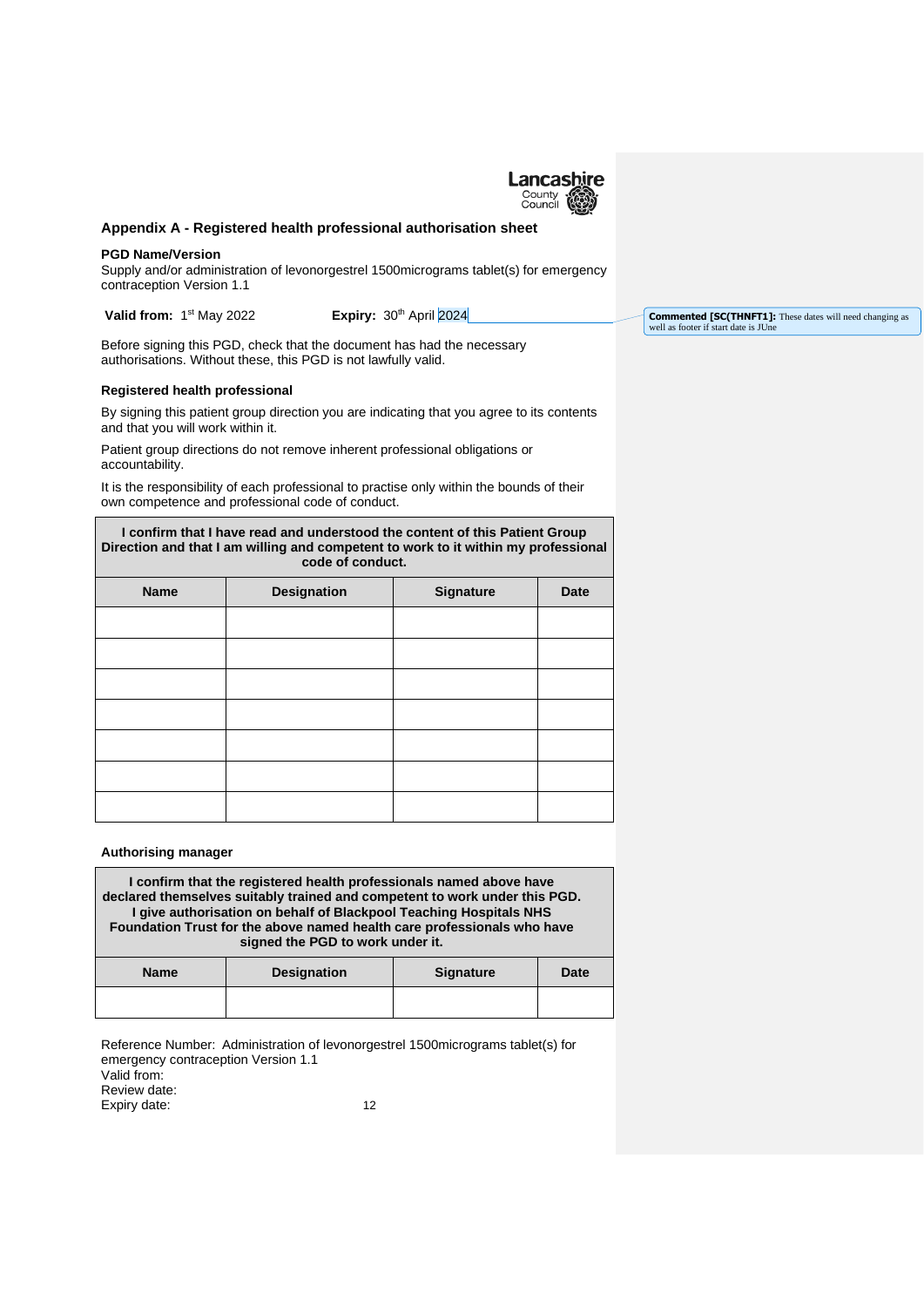## Appendix A - Registered health professional authorisation sheet

**PGD Name/Version**

Supply and/or administration of levonorgestrel 1500micrograms tablet(s) for emergency contraception Version 1.1

**Valid from:** 1st May 2022 **Expiry:** 30th April 2024

Commented [SC(THNFT1]: These dates will need changing as well as footer if start date is JUne

Before signing this PGD, check that the document has had the necessary authorisations. Without these, this PGD is not lawfully valid.

### Registered health professional

By signing this patient group direction you are indicating that you agree to its contents and that you will work within it.

Patient group directions do not remove inherent professional obligations or accountability.

It is the responsibility of each professional to practise only within the bounds of their own competence and professional code of conduct.

| I confirm that I have read and understood the content of this Patient Group Direction and that I am willing and competent to work to it within my professional code of conduct. | | | |
|---|---|---|---|
| **Name** | **Designation** | **Signature** | **Date** |
| | | | |
| | | | |
| | | | |
| | | | |
| | | | |
| | | | |
| | | | |

### Authorising manager

| I confirm that the registered health professionals named above have declared themselves suitably trained and competent to work under this PGD. I give authorisation on behalf of Blackpool Teaching Hospitals NHS Foundation Trust for the above named health care professionals who have signed the PGD to work under it. | | | |
|---|---|---|---|
| **Name** | **Designation** | **Signature** | **Date** |
| | | | |

Reference Number: Administration of levonorgestrel 1500micrograms tablet(s) for emergency contraception Version 1.1
Valid from:
Review date:
Expiry date: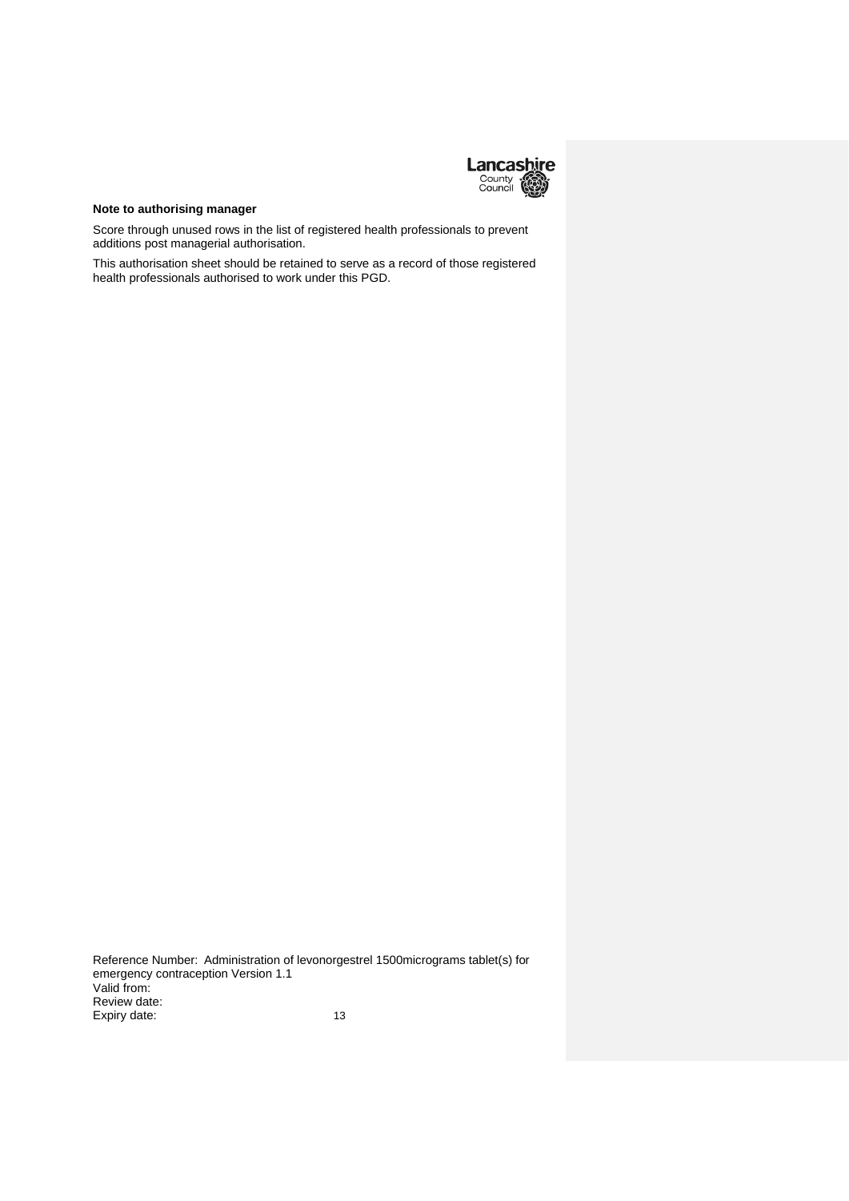**Note to authorising manager**

Score through unused rows in the list of registered health professionals to prevent additions post managerial authorisation.

This authorisation sheet should be retained to serve as a record of those registered health professionals authorised to work under this PGD.

Reference Number: Administration of levonorgestrel 1500micrograms tablet(s) for emergency contraception Version 1.1
Valid from:
Review date:
Expiry date: